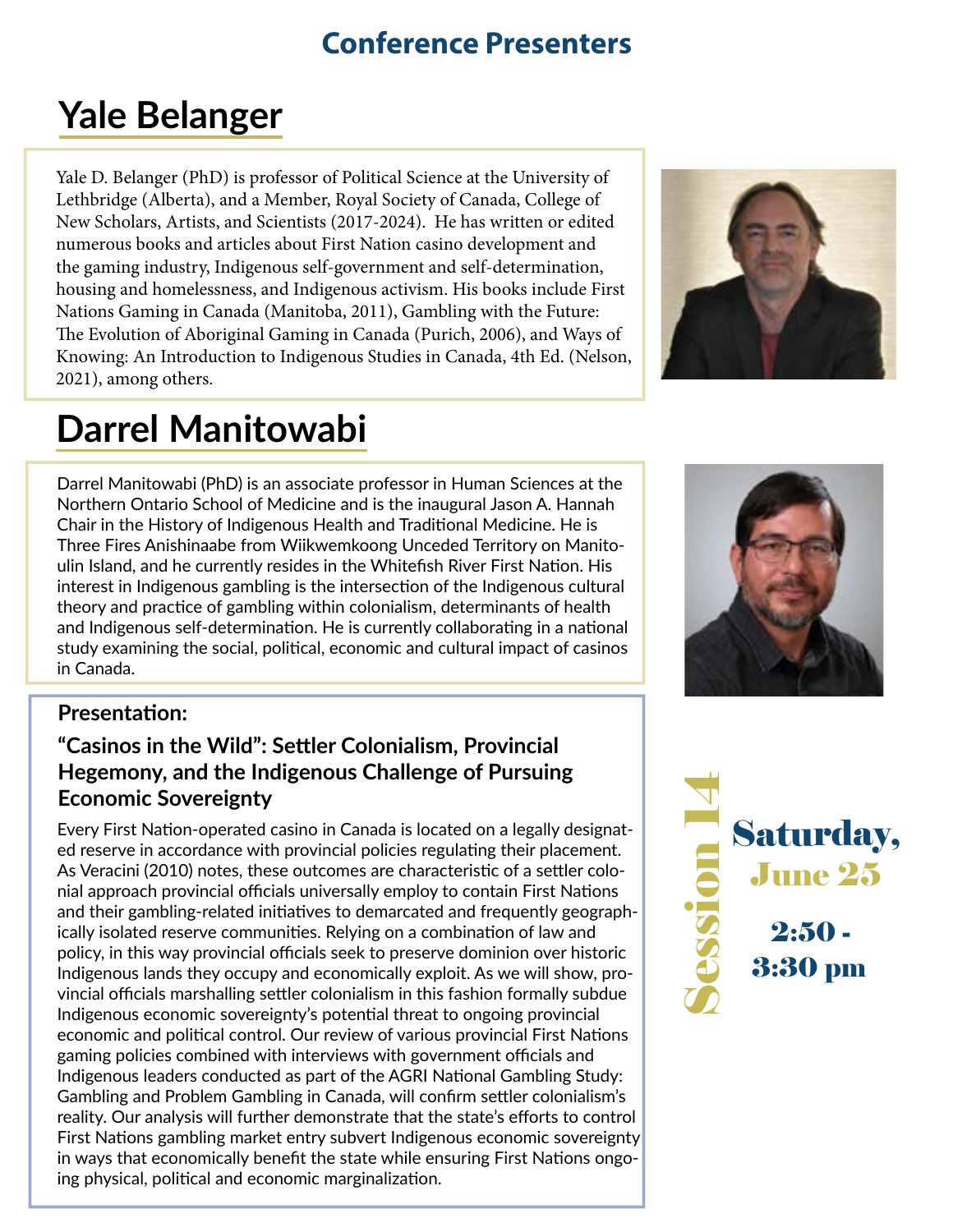## Conference Presenters

# Yale Belanger

Yale D. Belanger (PhD) is professor of Political Science at the University of Lethbridge (Alberta), and a Member, Royal Society of Canada, College of New Scholars, Artists, and Scientists (2017-2024). He has written or edited numerous books and articles about First Nation casino development and the gaming industry, Indigenous self-government and self-determination, housing and homelessness, and Indigenous activism. His books include First Nations Gaming in Canada (Manitoba, 2011), Gambling with the Future: The Evolution of Aboriginal Gaming in Canada (Purich, 2006), and Ways of Knowing: An Introduction to Indigenous Studies in Canada, 4th Ed. (Nelson, 2021), among others.

# Darrel Manitowabi

Darrel Manitowabi (PhD) is an associate professor in Human Sciences at the Northern Ontario School of Medicine and is the inaugural Jason A. Hannah Chair in the History of Indigenous Health and Traditional Medicine. He is Three Fires Anishinaabe from Wiikwemkoong Unceded Territory on Manitoulin Island, and he currently resides in the Whitefish River First Nation. His interest in Indigenous gambling is the intersection of the Indigenous cultural theory and practice of gambling within colonialism, determinants of health and Indigenous self-determination. He is currently collaborating in a national study examining the social, political, economic and cultural impact of casinos in Canada.

### Presentation:

### "Casinos in the Wild": Settler Colonialism, Provincial Hegemony, and the Indigenous Challenge of Pursuing Economic Sovereignty

Every First Nation-operated casino in Canada is located on a legally designated reserve in accordance with provincial policies regulating their placement. As Veracini (2010) notes, these outcomes are characteristic of a settler colonial approach provincial officials universally employ to contain First Nations and their gambling-related initiatives to demarcated and frequently geographically isolated reserve communities. Relying on a combination of law and policy, in this way provincial officials seek to preserve dominion over historic Indigenous lands they occupy and economically exploit. As we will show, provincial officials marshalling settler colonialism in this fashion formally subdue Indigenous economic sovereignty's potential threat to ongoing provincial economic and political control. Our review of various provincial First Nations gaming policies combined with interviews with government officials and Indigenous leaders conducted as part of the AGRI National Gambling Study: Gambling and Problem Gambling in Canada, will confirm settler colonialism's reality. Our analysis will further demonstrate that the state's efforts to control First Nations gambling market entry subvert Indigenous economic sovereignty in ways that economically benefit the state while ensuring First Nations ongoing physical, political and economic marginalization.

**Session 14**

**Saturday, June 25**

**2:50 - 3:30 pm**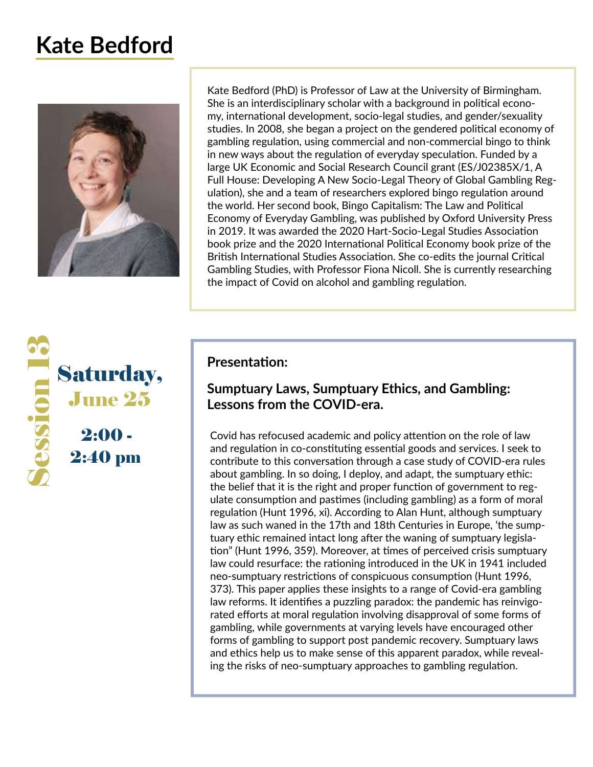# Kate Bedford

Kate Bedford (PhD) is Professor of Law at the University of Birmingham. She is an interdisciplinary scholar with a background in political economy, international development, socio-legal studies, and gender/sexuality studies. In 2008, she began a project on the gendered political economy of gambling regulation, using commercial and non-commercial bingo to think in new ways about the regulation of everyday speculation. Funded by a large UK Economic and Social Research Council grant (ES/J02385X/1, A Full House: Developing A New Socio-Legal Theory of Global Gambling Regulation), she and a team of researchers explored bingo regulation around the world. Her second book, Bingo Capitalism: The Law and Political Economy of Everyday Gambling, was published by Oxford University Press in 2019. It was awarded the 2020 Hart-Socio-Legal Studies Association book prize and the 2020 International Political Economy book prize of the British International Studies Association. She co-edits the journal Critical Gambling Studies, with Professor Fiona Nicoll. She is currently researching the impact of Covid on alcohol and gambling regulation.

## Session 13

**Saturday, June 25**

**2:00 - 2:40 pm**

**Presentation:**

**Sumptuary Laws, Sumptuary Ethics, and Gambling: Lessons from the COVID-era.**

Covid has refocused academic and policy attention on the role of law and regulation in co-constituting essential goods and services. I seek to contribute to this conversation through a case study of COVID-era rules about gambling. In so doing, I deploy, and adapt, the sumptuary ethic: the belief that it is the right and proper function of government to regulate consumption and pastimes (including gambling) as a form of moral regulation (Hunt 1996, xi). According to Alan Hunt, although sumptuary law as such waned in the 17th and 18th Centuries in Europe, 'the sumptuary ethic remained intact long after the waning of sumptuary legislation" (Hunt 1996, 359). Moreover, at times of perceived crisis sumptuary law could resurface: the rationing introduced in the UK in 1941 included neo-sumptuary restrictions of conspicuous consumption (Hunt 1996, 373). This paper applies these insights to a range of Covid-era gambling law reforms. It identifies a puzzling paradox: the pandemic has reinvigorated efforts at moral regulation involving disapproval of some forms of gambling, while governments at varying levels have encouraged other forms of gambling to support post pandemic recovery. Sumptuary laws and ethics help us to make sense of this apparent paradox, while revealing the risks of neo-sumptuary approaches to gambling regulation.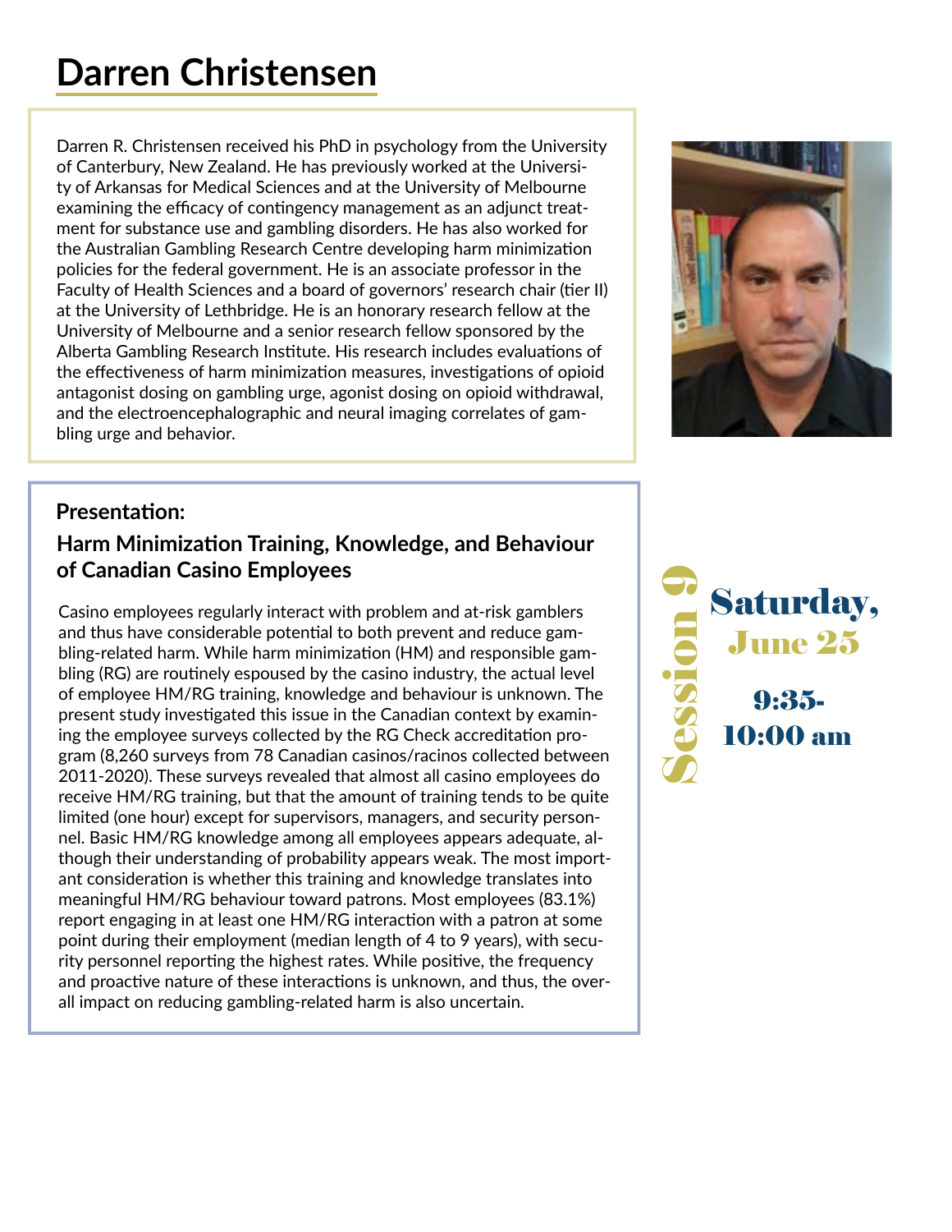# Darren Christensen

Darren R. Christensen received his PhD in psychology from the University of Canterbury, New Zealand. He has previously worked at the University of Arkansas for Medical Sciences and at the University of Melbourne examining the efficacy of contingency management as an adjunct treatment for substance use and gambling disorders. He has also worked for the Australian Gambling Research Centre developing harm minimization policies for the federal government. He is an associate professor in the Faculty of Health Sciences and a board of governors' research chair (tier II) at the University of Lethbridge. He is an honorary research fellow at the University of Melbourne and a senior research fellow sponsored by the Alberta Gambling Research Institute. His research includes evaluations of the effectiveness of harm minimization measures, investigations of opioid antagonist dosing on gambling urge, agonist dosing on opioid withdrawal, and the electroencephalographic and neural imaging correlates of gambling urge and behavior.

**Presentation:**

**Harm Minimization Training, Knowledge, and Behaviour of Canadian Casino Employees**

Casino employees regularly interact with problem and at-risk gamblers and thus have considerable potential to both prevent and reduce gambling-related harm. While harm minimization (HM) and responsible gambling (RG) are routinely espoused by the casino industry, the actual level of employee HM/RG training, knowledge and behaviour is unknown. The present study investigated this issue in the Canadian context by examining the employee surveys collected by the RG Check accreditation program (8,260 surveys from 78 Canadian casinos/racinos collected between 2011-2020). These surveys revealed that almost all casino employees do receive HM/RG training, but that the amount of training tends to be quite limited (one hour) except for supervisors, managers, and security personnel. Basic HM/RG knowledge among all employees appears adequate, although their understanding of probability appears weak. The most important consideration is whether this training and knowledge translates into meaningful HM/RG behaviour toward patrons. Most employees (83.1%) report engaging in at least one HM/RG interaction with a patron at some point during their employment (median length of 4 to 9 years), with security personnel reporting the highest rates. While positive, the frequency and proactive nature of these interactions is unknown, and thus, the overall impact on reducing gambling-related harm is also uncertain.

Session 9

Saturday, June 25

9:35-10:00 am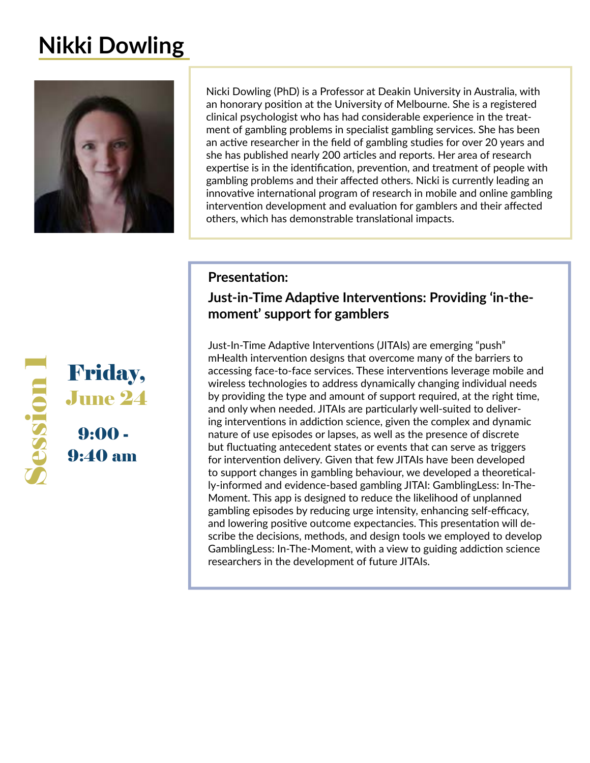# Nikki Dowling

Nicki Dowling (PhD) is a Professor at Deakin University in Australia, with an honorary position at the University of Melbourne. She is a registered clinical psychologist who has had considerable experience in the treatment of gambling problems in specialist gambling services. She has been an active researcher in the field of gambling studies for over 20 years and she has published nearly 200 articles and reports. Her area of research expertise is in the identification, prevention, and treatment of people with gambling problems and their affected others. Nicki is currently leading an innovative international program of research in mobile and online gambling intervention development and evaluation for gamblers and their affected others, which has demonstrable translational impacts.

**Session 1**

**Friday, June 24**

**9:00 - 9:40 am**

### Presentation:

### Just-in-Time Adaptive Interventions: Providing 'in-the-moment' support for gamblers

Just-In-Time Adaptive Interventions (JITAIs) are emerging "push" mHealth intervention designs that overcome many of the barriers to accessing face-to-face services. These interventions leverage mobile and wireless technologies to address dynamically changing individual needs by providing the type and amount of support required, at the right time, and only when needed. JITAIs are particularly well-suited to delivering interventions in addiction science, given the complex and dynamic nature of use episodes or lapses, as well as the presence of discrete but fluctuating antecedent states or events that can serve as triggers for intervention delivery. Given that few JITAIs have been developed to support changes in gambling behaviour, we developed a theoretically-informed and evidence-based gambling JITAI: GamblingLess: In-The-Moment. This app is designed to reduce the likelihood of unplanned gambling episodes by reducing urge intensity, enhancing self-efficacy, and lowering positive outcome expectancies. This presentation will describe the decisions, methods, and design tools we employed to develop GamblingLess: In-The-Moment, with a view to guiding addiction science researchers in the development of future JITAIs.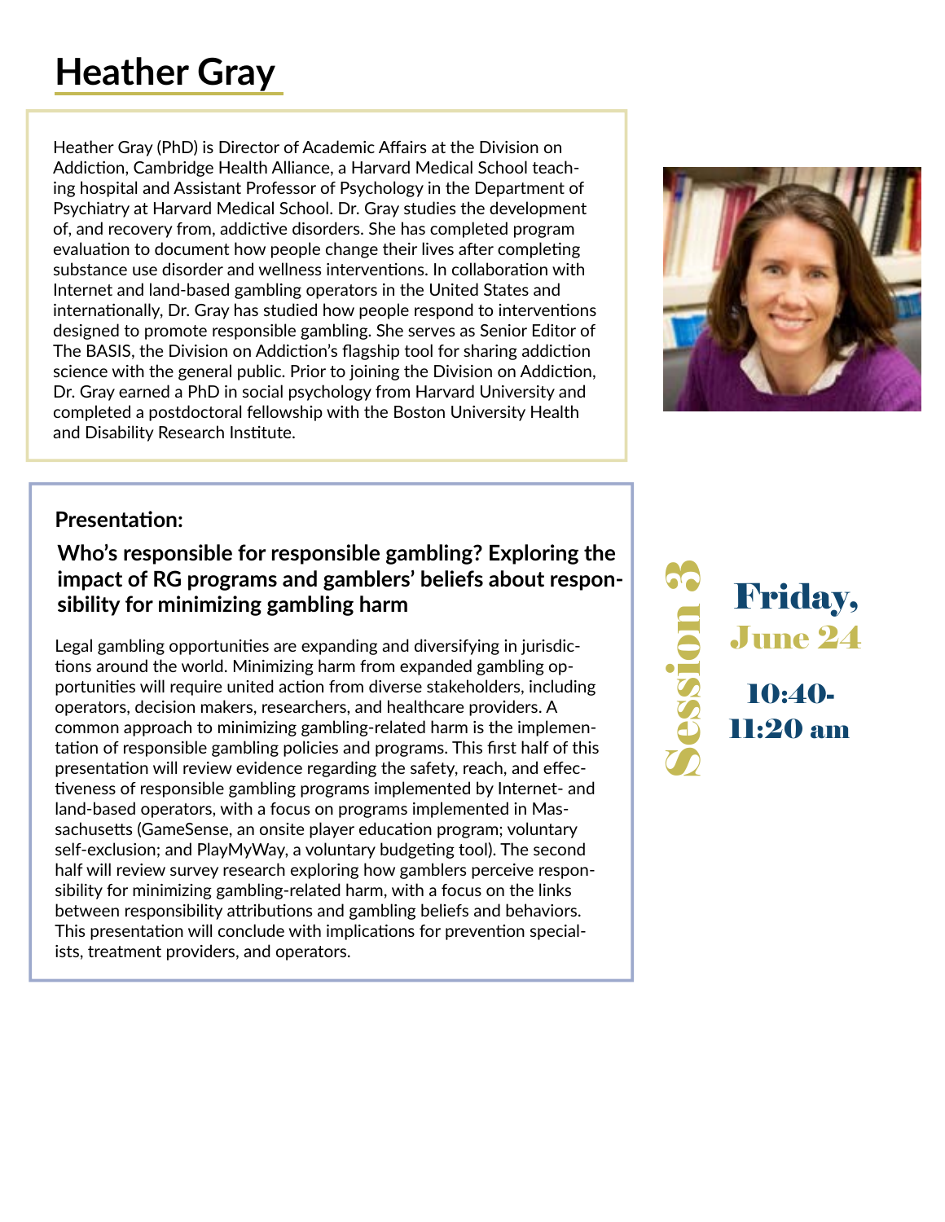# Heather Gray

Heather Gray (PhD) is Director of Academic Affairs at the Division on Addiction, Cambridge Health Alliance, a Harvard Medical School teaching hospital and Assistant Professor of Psychology in the Department of Psychiatry at Harvard Medical School. Dr. Gray studies the development of, and recovery from, addictive disorders. She has completed program evaluation to document how people change their lives after completing substance use disorder and wellness interventions. In collaboration with Internet and land-based gambling operators in the United States and internationally, Dr. Gray has studied how people respond to interventions designed to promote responsible gambling. She serves as Senior Editor of The BASIS, the Division on Addiction's flagship tool for sharing addiction science with the general public. Prior to joining the Division on Addiction, Dr. Gray earned a PhD in social psychology from Harvard University and completed a postdoctoral fellowship with the Boston University Health and Disability Research Institute.

**Presentation:**

**Who's responsible for responsible gambling? Exploring the impact of RG programs and gamblers' beliefs about responsibility for minimizing gambling harm**

Legal gambling opportunities are expanding and diversifying in jurisdictions around the world. Minimizing harm from expanded gambling opportunities will require united action from diverse stakeholders, including operators, decision makers, researchers, and healthcare providers. A common approach to minimizing gambling-related harm is the implementation of responsible gambling policies and programs. This first half of this presentation will review evidence regarding the safety, reach, and effectiveness of responsible gambling programs implemented by Internet- and land-based operators, with a focus on programs implemented in Massachusetts (GameSense, an onsite player education program; voluntary self-exclusion; and PlayMyWay, a voluntary budgeting tool). The second half will review survey research exploring how gamblers perceive responsibility for minimizing gambling-related harm, with a focus on the links between responsibility attributions and gambling beliefs and behaviors. This presentation will conclude with implications for prevention specialists, treatment providers, and operators.

**Session 3**

**Friday, June 24**

**10:40-11:20 am**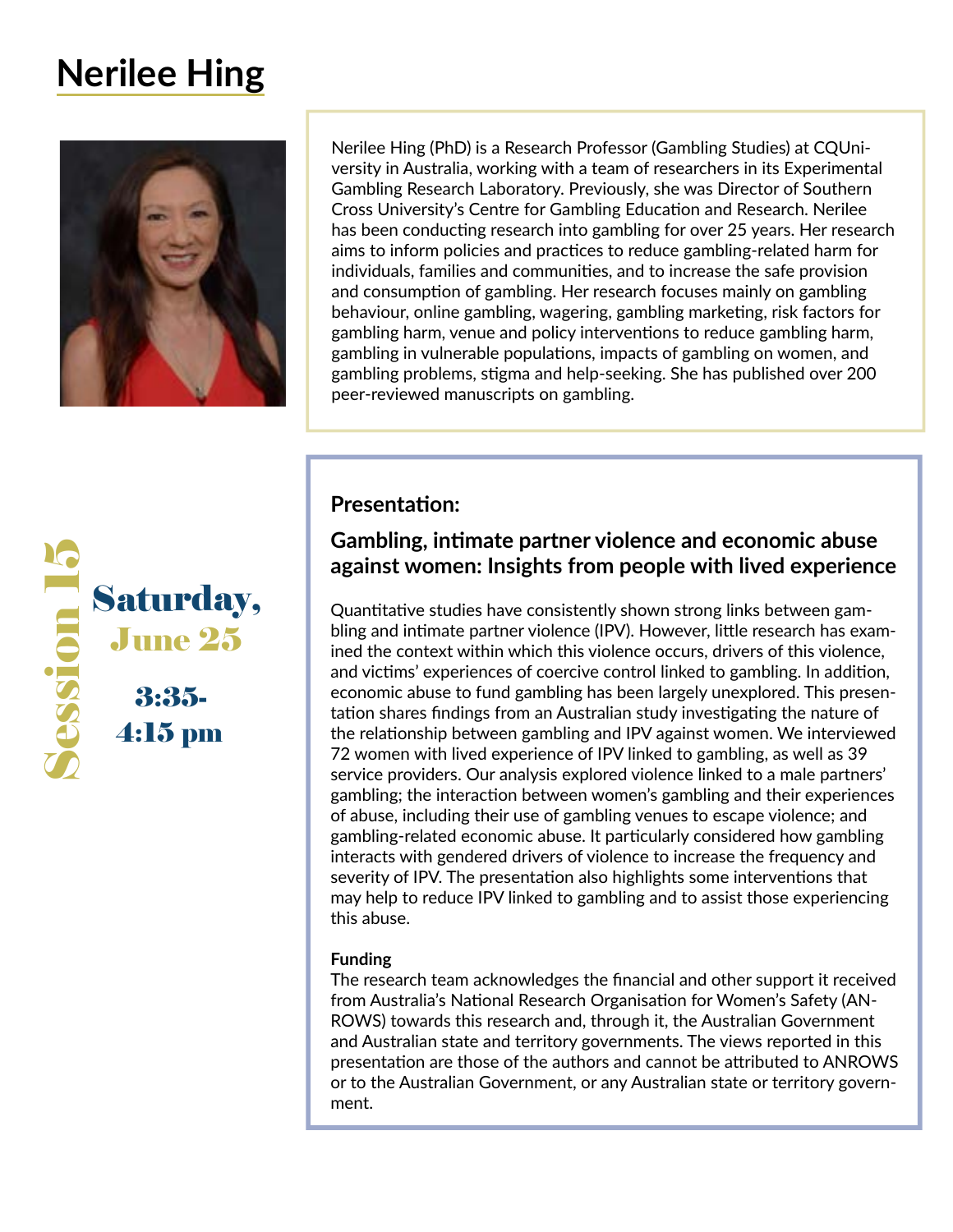# Nerilee Hing

Nerilee Hing (PhD) is a Research Professor (Gambling Studies) at CQUniversity in Australia, working with a team of researchers in its Experimental Gambling Research Laboratory. Previously, she was Director of Southern Cross University's Centre for Gambling Education and Research. Nerilee has been conducting research into gambling for over 25 years. Her research aims to inform policies and practices to reduce gambling-related harm for individuals, families and communities, and to increase the safe provision and consumption of gambling. Her research focuses mainly on gambling behaviour, online gambling, wagering, gambling marketing, risk factors for gambling harm, venue and policy interventions to reduce gambling harm, gambling in vulnerable populations, impacts of gambling on women, and gambling problems, stigma and help-seeking. She has published over 200 peer-reviewed manuscripts on gambling.

**Session 15**

**Saturday, June 25**

**3:35-4:15 pm**

### Presentation:

### Gambling, intimate partner violence and economic abuse against women: Insights from people with lived experience

Quantitative studies have consistently shown strong links between gambling and intimate partner violence (IPV). However, little research has examined the context within which this violence occurs, drivers of this violence, and victims' experiences of coercive control linked to gambling. In addition, economic abuse to fund gambling has been largely unexplored. This presentation shares findings from an Australian study investigating the nature of the relationship between gambling and IPV against women. We interviewed 72 women with lived experience of IPV linked to gambling, as well as 39 service providers. Our analysis explored violence linked to a male partners' gambling; the interaction between women's gambling and their experiences of abuse, including their use of gambling venues to escape violence; and gambling-related economic abuse. It particularly considered how gambling interacts with gendered drivers of violence to increase the frequency and severity of IPV. The presentation also highlights some interventions that may help to reduce IPV linked to gambling and to assist those experiencing this abuse.

**Funding**

The research team acknowledges the financial and other support it received from Australia's National Research Organisation for Women's Safety (ANROWS) towards this research and, through it, the Australian Government and Australian state and territory governments. The views reported in this presentation are those of the authors and cannot be attributed to ANROWS or to the Australian Government, or any Australian state or territory government.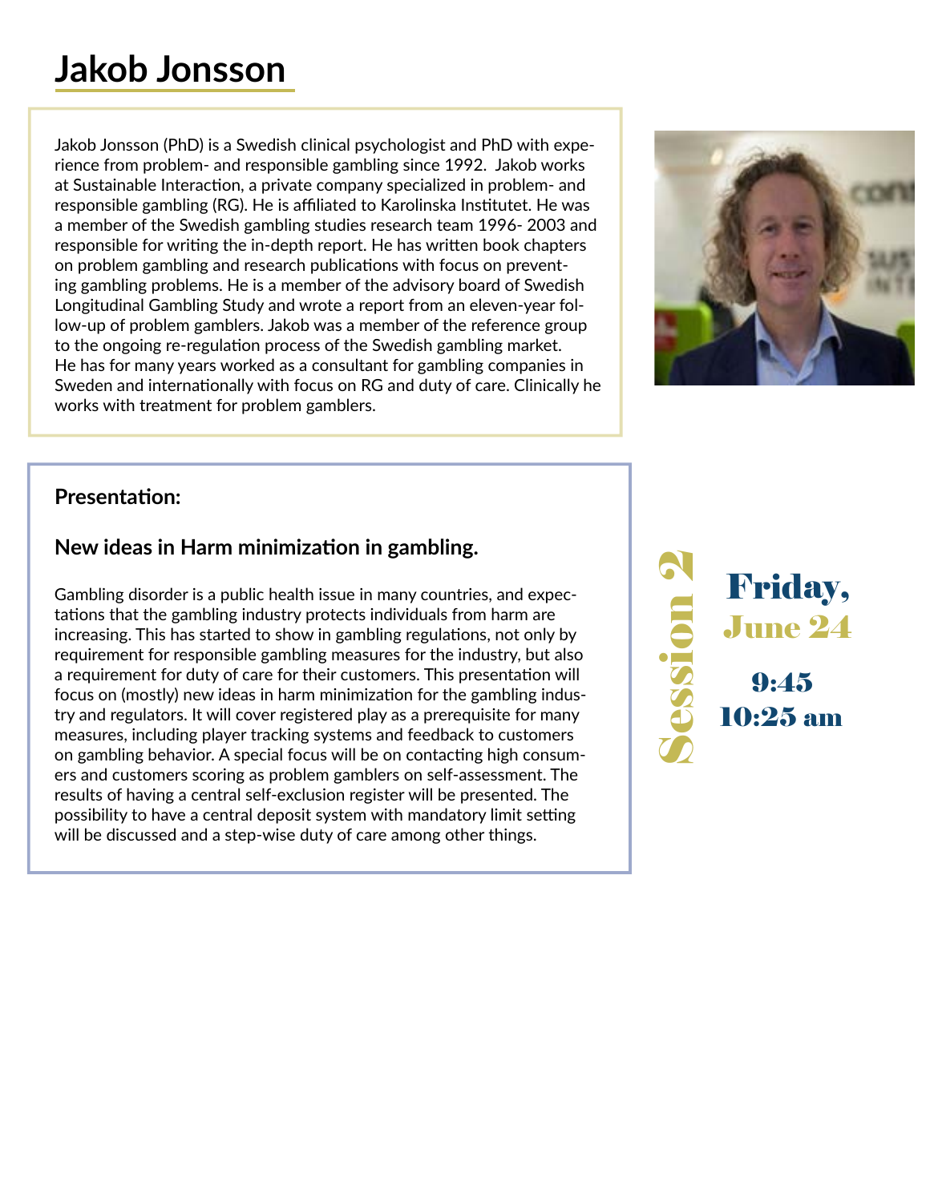# Jakob Jonsson

Jakob Jonsson (PhD) is a Swedish clinical psychologist and PhD with experience from problem- and responsible gambling since 1992. Jakob works at Sustainable Interaction, a private company specialized in problem- and responsible gambling (RG). He is affiliated to Karolinska Institutet. He was a member of the Swedish gambling studies research team 1996- 2003 and responsible for writing the in-depth report. He has written book chapters on problem gambling and research publications with focus on preventing gambling problems. He is a member of the advisory board of Swedish Longitudinal Gambling Study and wrote a report from an eleven-year follow-up of problem gamblers. Jakob was a member of the reference group to the ongoing re-regulation process of the Swedish gambling market. He has for many years worked as a consultant for gambling companies in Sweden and internationally with focus on RG and duty of care. Clinically he works with treatment for problem gamblers.

**Presentation:**

**New ideas in Harm minimization in gambling.**

Gambling disorder is a public health issue in many countries, and expectations that the gambling industry protects individuals from harm are increasing. This has started to show in gambling regulations, not only by requirement for responsible gambling measures for the industry, but also a requirement for duty of care for their customers. This presentation will focus on (mostly) new ideas in harm minimization for the gambling industry and regulators. It will cover registered play as a prerequisite for many measures, including player tracking systems and feedback to customers on gambling behavior. A special focus will be on contacting high consumers and customers scoring as problem gamblers on self-assessment. The results of having a central self-exclusion register will be presented. The possibility to have a central deposit system with mandatory limit setting will be discussed and a step-wise duty of care among other things.

Session 2

**Friday, June 24**

**9:45 10:25 am**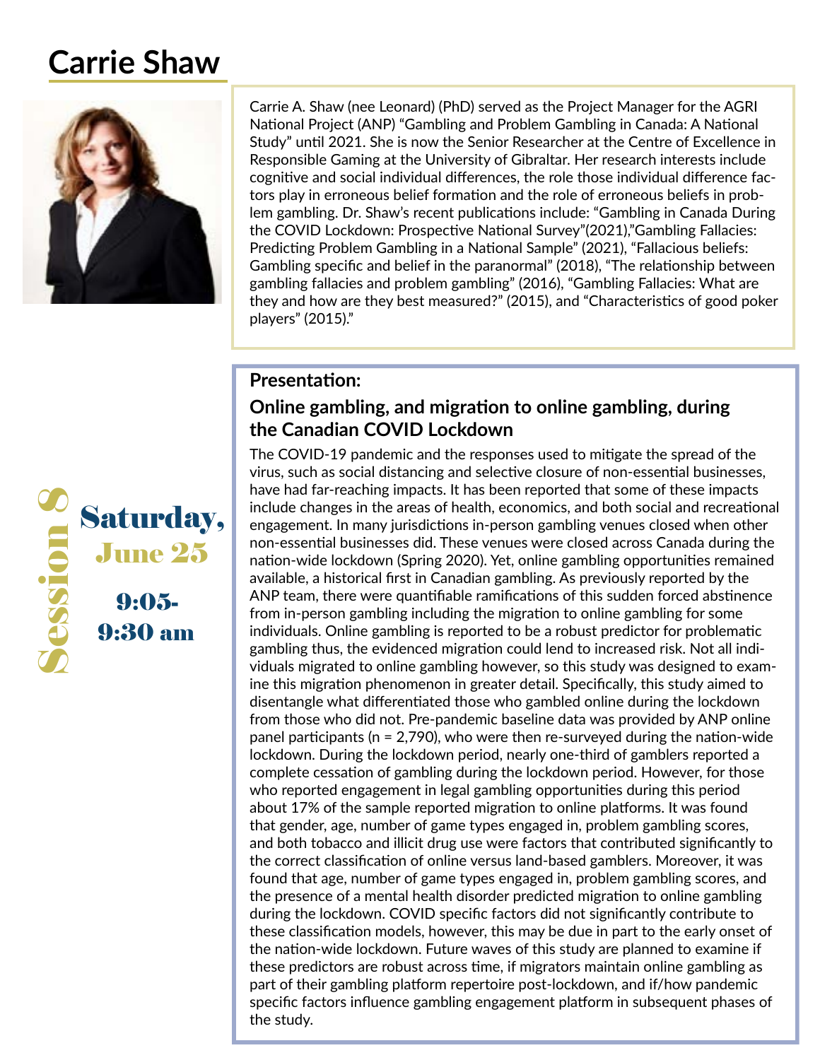# Carrie Shaw

Carrie A. Shaw (nee Leonard) (PhD) served as the Project Manager for the AGRI National Project (ANP) "Gambling and Problem Gambling in Canada: A National Study" until 2021. She is now the Senior Researcher at the Centre of Excellence in Responsible Gaming at the University of Gibraltar. Her research interests include cognitive and social individual differences, the role those individual difference factors play in erroneous belief formation and the role of erroneous beliefs in problem gambling. Dr. Shaw's recent publications include: "Gambling in Canada During the COVID Lockdown: Prospective National Survey"(2021),"Gambling Fallacies: Predicting Problem Gambling in a National Sample" (2021), "Fallacious beliefs: Gambling specific and belief in the paranormal" (2018), "The relationship between gambling fallacies and problem gambling" (2016), "Gambling Fallacies: What are they and how are they best measured?" (2015), and "Characteristics of good poker players" (2015)."

**Session 8**

**Saturday, June 25**

**9:05-9:30 am**

### Presentation:

### Online gambling, and migration to online gambling, during the Canadian COVID Lockdown

The COVID-19 pandemic and the responses used to mitigate the spread of the virus, such as social distancing and selective closure of non-essential businesses, have had far-reaching impacts. It has been reported that some of these impacts include changes in the areas of health, economics, and both social and recreational engagement. In many jurisdictions in-person gambling venues closed when other non-essential businesses did. These venues were closed across Canada during the nation-wide lockdown (Spring 2020). Yet, online gambling opportunities remained available, a historical first in Canadian gambling. As previously reported by the ANP team, there were quantifiable ramifications of this sudden forced abstinence from in-person gambling including the migration to online gambling for some individuals. Online gambling is reported to be a robust predictor for problematic gambling thus, the evidenced migration could lend to increased risk. Not all individuals migrated to online gambling however, so this study was designed to examine this migration phenomenon in greater detail. Specifically, this study aimed to disentangle what differentiated those who gambled online during the lockdown from those who did not. Pre-pandemic baseline data was provided by ANP online panel participants (n = 2,790), who were then re-surveyed during the nation-wide lockdown. During the lockdown period, nearly one-third of gamblers reported a complete cessation of gambling during the lockdown period. However, for those who reported engagement in legal gambling opportunities during this period about 17% of the sample reported migration to online platforms. It was found that gender, age, number of game types engaged in, problem gambling scores, and both tobacco and illicit drug use were factors that contributed significantly to the correct classification of online versus land-based gamblers. Moreover, it was found that age, number of game types engaged in, problem gambling scores, and the presence of a mental health disorder predicted migration to online gambling during the lockdown. COVID specific factors did not significantly contribute to these classification models, however, this may be due in part to the early onset of the nation-wide lockdown. Future waves of this study are planned to examine if these predictors are robust across time, if migrators maintain online gambling as part of their gambling platform repertoire post-lockdown, and if/how pandemic specific factors influence gambling engagement platform in subsequent phases of the study.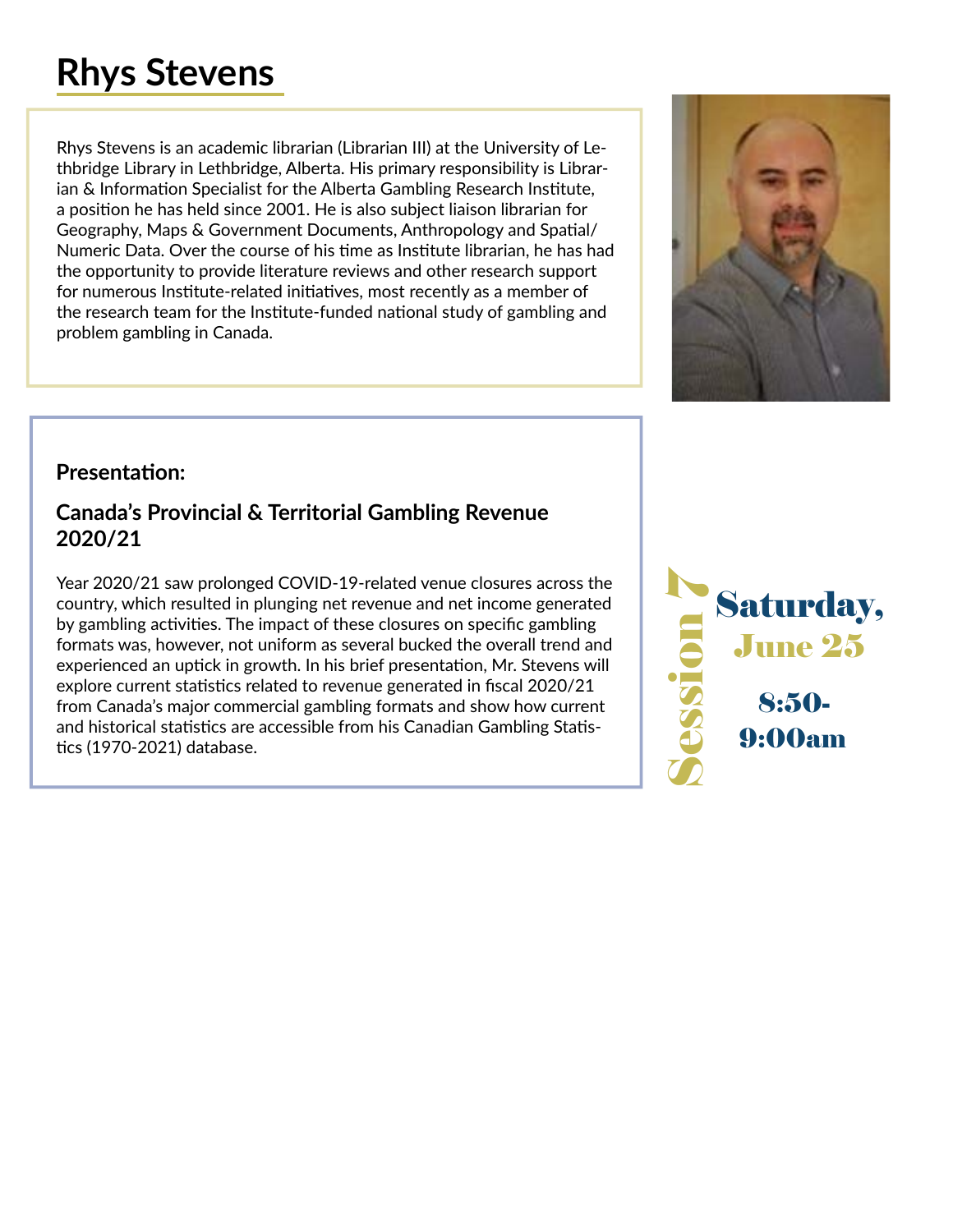# Rhys Stevens

Rhys Stevens is an academic librarian (Librarian III) at the University of Lethbridge Library in Lethbridge, Alberta. His primary responsibility is Librarian & Information Specialist for the Alberta Gambling Research Institute, a position he has held since 2001. He is also subject liaison librarian for Geography, Maps & Government Documents, Anthropology and Spatial/Numeric Data. Over the course of his time as Institute librarian, he has had the opportunity to provide literature reviews and other research support for numerous Institute-related initiatives, most recently as a member of the research team for the Institute-funded national study of gambling and problem gambling in Canada.

**Presentation:**

### Canada's Provincial & Territorial Gambling Revenue 2020/21

Year 2020/21 saw prolonged COVID-19-related venue closures across the country, which resulted in plunging net revenue and net income generated by gambling activities. The impact of these closures on specific gambling formats was, however, not uniform as several bucked the overall trend and experienced an uptick in growth. In his brief presentation, Mr. Stevens will explore current statistics related to revenue generated in fiscal 2020/21 from Canada's major commercial gambling formats and show how current and historical statistics are accessible from his Canadian Gambling Statistics (1970-2021) database.

**Session 7**

**Saturday, June 25**

**8:50-9:00am**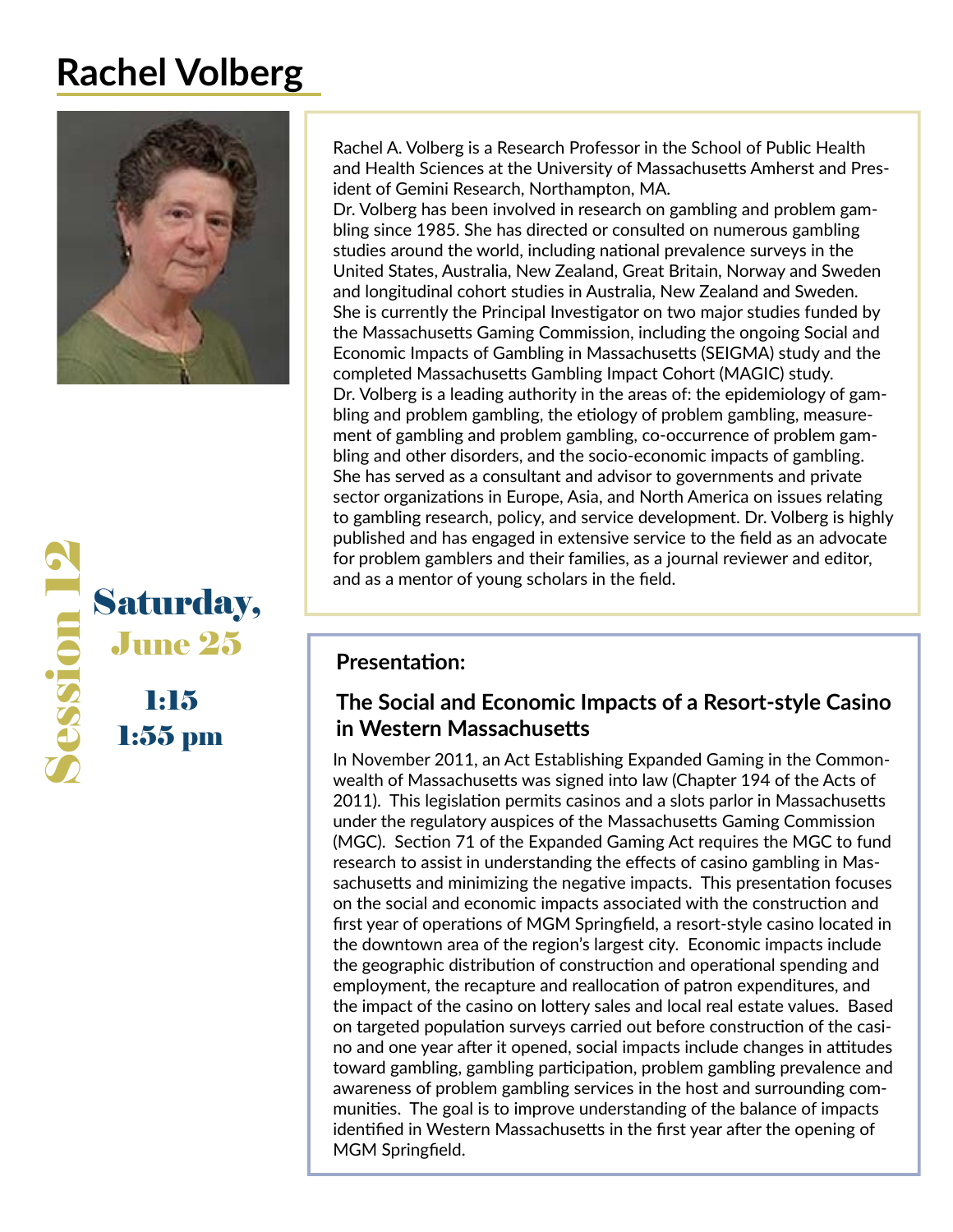# Rachel Volberg

Session 12

Saturday, June 25

1:15

1:55 pm

Rachel A. Volberg is a Research Professor in the School of Public Health and Health Sciences at the University of Massachusetts Amherst and President of Gemini Research, Northampton, MA.

Dr. Volberg has been involved in research on gambling and problem gambling since 1985. She has directed or consulted on numerous gambling studies around the world, including national prevalence surveys in the United States, Australia, New Zealand, Great Britain, Norway and Sweden and longitudinal cohort studies in Australia, New Zealand and Sweden. She is currently the Principal Investigator on two major studies funded by the Massachusetts Gaming Commission, including the ongoing Social and Economic Impacts of Gambling in Massachusetts (SEIGMA) study and the completed Massachusetts Gambling Impact Cohort (MAGIC) study.

Dr. Volberg is a leading authority in the areas of: the epidemiology of gambling and problem gambling, the etiology of problem gambling, measurement of gambling and problem gambling, co-occurrence of problem gambling and other disorders, and the socio-economic impacts of gambling. She has served as a consultant and advisor to governments and private sector organizations in Europe, Asia, and North America on issues relating to gambling research, policy, and service development. Dr. Volberg is highly published and has engaged in extensive service to the field as an advocate for problem gamblers and their families, as a journal reviewer and editor, and as a mentor of young scholars in the field.

## Presentation:

### The Social and Economic Impacts of a Resort-style Casino in Western Massachusetts

In November 2011, an Act Establishing Expanded Gaming in the Commonwealth of Massachusetts was signed into law (Chapter 194 of the Acts of 2011). This legislation permits casinos and a slots parlor in Massachusetts under the regulatory auspices of the Massachusetts Gaming Commission (MGC). Section 71 of the Expanded Gaming Act requires the MGC to fund research to assist in understanding the effects of casino gambling in Massachusetts and minimizing the negative impacts. This presentation focuses on the social and economic impacts associated with the construction and first year of operations of MGM Springfield, a resort-style casino located in the downtown area of the region's largest city. Economic impacts include the geographic distribution of construction and operational spending and employment, the recapture and reallocation of patron expenditures, and the impact of the casino on lottery sales and local real estate values. Based on targeted population surveys carried out before construction of the casino and one year after it opened, social impacts include changes in attitudes toward gambling, gambling participation, problem gambling prevalence and awareness of problem gambling services in the host and surrounding communities. The goal is to improve understanding of the balance of impacts identified in Western Massachusetts in the first year after the opening of MGM Springfield.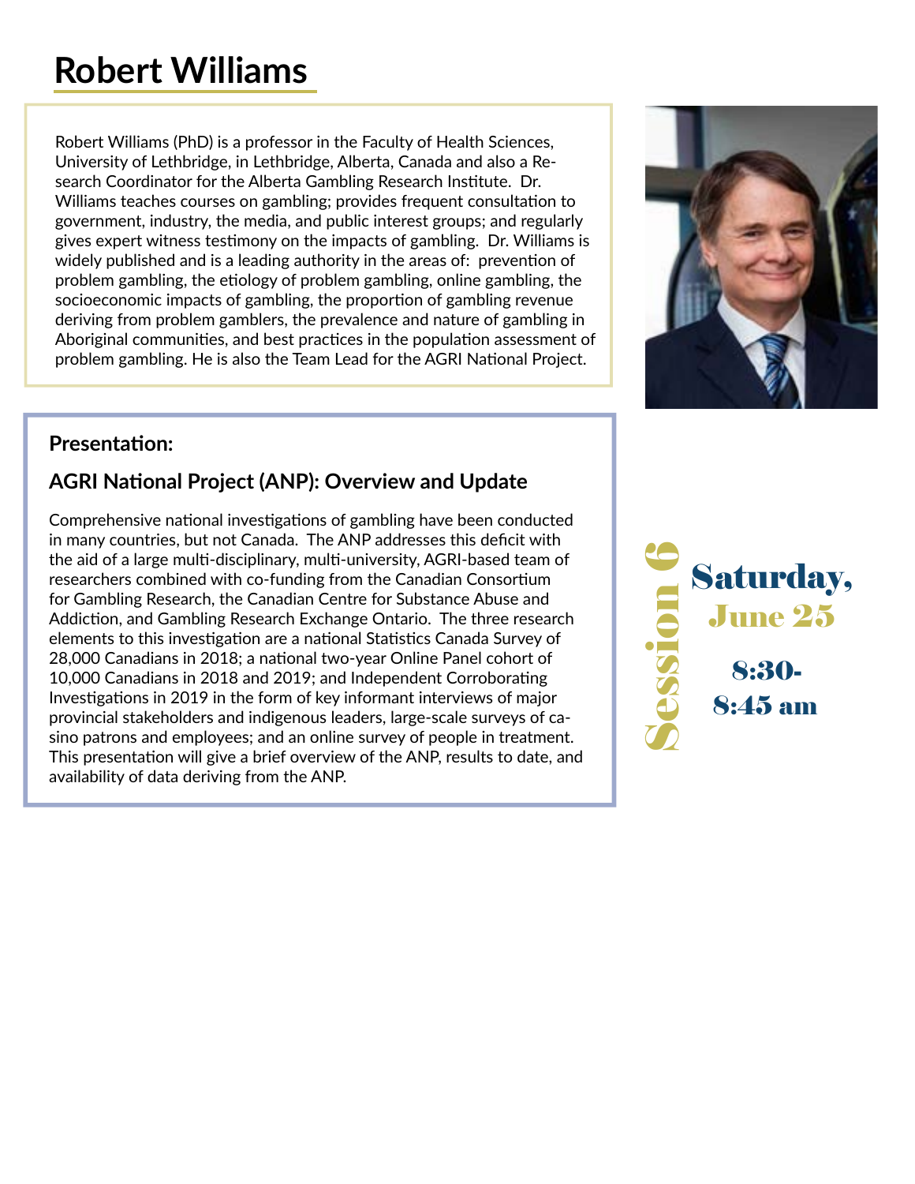# Robert Williams

Robert Williams (PhD) is a professor in the Faculty of Health Sciences, University of Lethbridge, in Lethbridge, Alberta, Canada and also a Research Coordinator for the Alberta Gambling Research Institute. Dr. Williams teaches courses on gambling; provides frequent consultation to government, industry, the media, and public interest groups; and regularly gives expert witness testimony on the impacts of gambling. Dr. Williams is widely published and is a leading authority in the areas of: prevention of problem gambling, the etiology of problem gambling, online gambling, the socioeconomic impacts of gambling, the proportion of gambling revenue deriving from problem gamblers, the prevalence and nature of gambling in Aboriginal communities, and best practices in the population assessment of problem gambling. He is also the Team Lead for the AGRI National Project.

### Presentation:

### AGRI National Project (ANP): Overview and Update

Comprehensive national investigations of gambling have been conducted in many countries, but not Canada. The ANP addresses this deficit with the aid of a large multi-disciplinary, multi-university, AGRI-based team of researchers combined with co-funding from the Canadian Consortium for Gambling Research, the Canadian Centre for Substance Abuse and Addiction, and Gambling Research Exchange Ontario. The three research elements to this investigation are a national Statistics Canada Survey of 28,000 Canadians in 2018; a national two-year Online Panel cohort of 10,000 Canadians in 2018 and 2019; and Independent Corroborating Investigations in 2019 in the form of key informant interviews of major provincial stakeholders and indigenous leaders, large-scale surveys of casino patrons and employees; and an online survey of people in treatment. This presentation will give a brief overview of the ANP, results to date, and availability of data deriving from the ANP.

**Session 6**

**Saturday, June 25**

**8:30-8:45 am**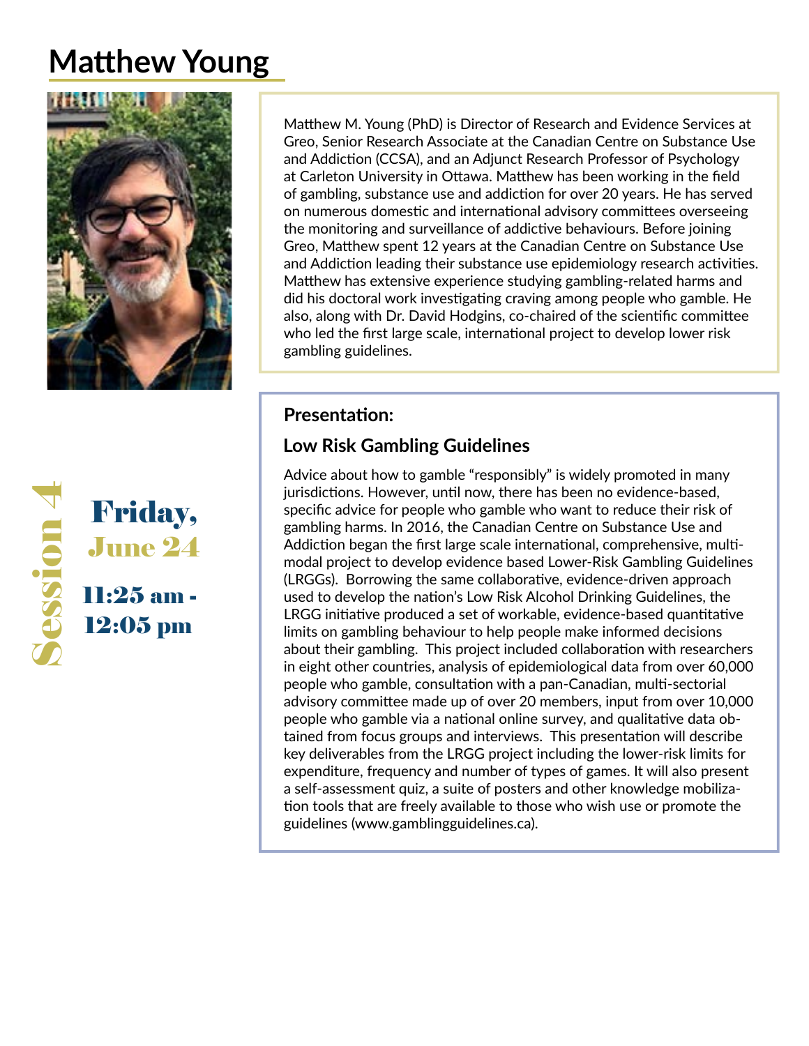# Matthew Young

Matthew M. Young (PhD) is Director of Research and Evidence Services at Greo, Senior Research Associate at the Canadian Centre on Substance Use and Addiction (CCSA), and an Adjunct Research Professor of Psychology at Carleton University in Ottawa. Matthew has been working in the field of gambling, substance use and addiction for over 20 years. He has served on numerous domestic and international advisory committees overseeing the monitoring and surveillance of addictive behaviours. Before joining Greo, Matthew spent 12 years at the Canadian Centre on Substance Use and Addiction leading their substance use epidemiology research activities. Matthew has extensive experience studying gambling-related harms and did his doctoral work investigating craving among people who gamble. He also, along with Dr. David Hodgins, co-chaired of the scientific committee who led the first large scale, international project to develop lower risk gambling guidelines.

**Session 4**

**Friday, June 24**

**11:25 am - 12:05 pm**

### Presentation:

### Low Risk Gambling Guidelines

Advice about how to gamble "responsibly" is widely promoted in many jurisdictions. However, until now, there has been no evidence-based, specific advice for people who gamble who want to reduce their risk of gambling harms. In 2016, the Canadian Centre on Substance Use and Addiction began the first large scale international, comprehensive, multi-modal project to develop evidence based Lower-Risk Gambling Guidelines (LRGGs). Borrowing the same collaborative, evidence-driven approach used to develop the nation's Low Risk Alcohol Drinking Guidelines, the LRGG initiative produced a set of workable, evidence-based quantitative limits on gambling behaviour to help people make informed decisions about their gambling. This project included collaboration with researchers in eight other countries, analysis of epidemiological data from over 60,000 people who gamble, consultation with a pan-Canadian, multi-sectorial advisory committee made up of over 20 members, input from over 10,000 people who gamble via a national online survey, and qualitative data obtained from focus groups and interviews. This presentation will describe key deliverables from the LRGG project including the lower-risk limits for expenditure, frequency and number of types of games. It will also present a self-assessment quiz, a suite of posters and other knowledge mobilization tools that are freely available to those who wish use or promote the guidelines (www.gamblingguidelines.ca).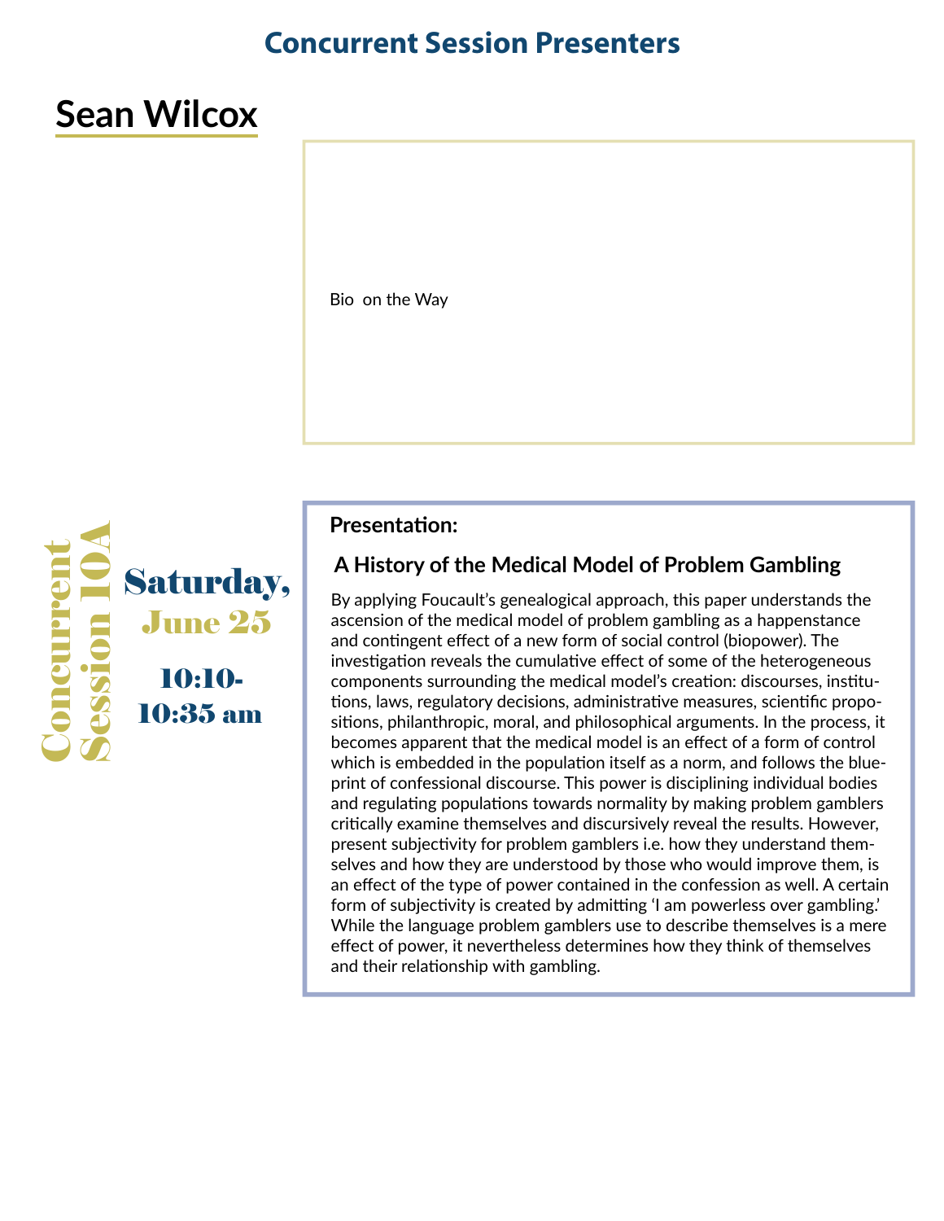# Concurrent Session Presenters

## Sean Wilcox

Bio on the Way

**Concurrent Session 10A**

**Saturday, June 25**

**10:10-10:35 am**

### Presentation:

### A History of the Medical Model of Problem Gambling

By applying Foucault's genealogical approach, this paper understands the ascension of the medical model of problem gambling as a happenstance and contingent effect of a new form of social control (biopower). The investigation reveals the cumulative effect of some of the heterogeneous components surrounding the medical model's creation: discourses, institutions, laws, regulatory decisions, administrative measures, scientific propositions, philanthropic, moral, and philosophical arguments. In the process, it becomes apparent that the medical model is an effect of a form of control which is embedded in the population itself as a norm, and follows the blueprint of confessional discourse. This power is disciplining individual bodies and regulating populations towards normality by making problem gamblers critically examine themselves and discursively reveal the results. However, present subjectivity for problem gamblers i.e. how they understand themselves and how they are understood by those who would improve them, is an effect of the type of power contained in the confession as well. A certain form of subjectivity is created by admitting 'I am powerless over gambling.' While the language problem gamblers use to describe themselves is a mere effect of power, it nevertheless determines how they think of themselves and their relationship with gambling.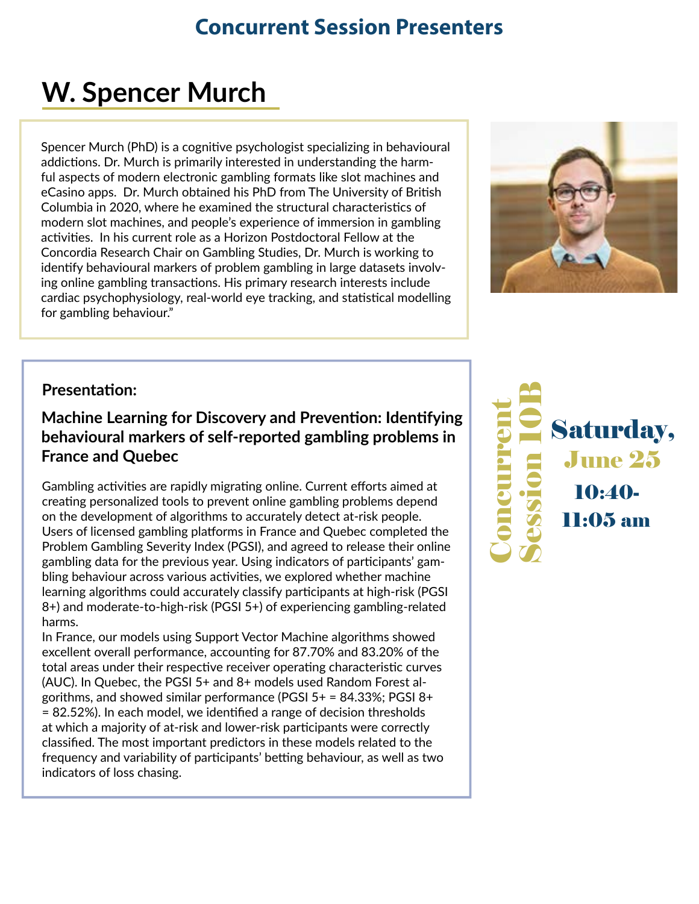## Concurrent Session Presenters

# W. Spencer Murch

Spencer Murch (PhD) is a cognitive psychologist specializing in behavioural addictions. Dr. Murch is primarily interested in understanding the harmful aspects of modern electronic gambling formats like slot machines and eCasino apps. Dr. Murch obtained his PhD from The University of British Columbia in 2020, where he examined the structural characteristics of modern slot machines, and people's experience of immersion in gambling activities. In his current role as a Horizon Postdoctoral Fellow at the Concordia Research Chair on Gambling Studies, Dr. Murch is working to identify behavioural markers of problem gambling in large datasets involving online gambling transactions. His primary research interests include cardiac psychophysiology, real-world eye tracking, and statistical modelling for gambling behaviour."

**Presentation:**

### Machine Learning for Discovery and Prevention: Identifying behavioural markers of self-reported gambling problems in France and Quebec

Gambling activities are rapidly migrating online. Current efforts aimed at creating personalized tools to prevent online gambling problems depend on the development of algorithms to accurately detect at-risk people. Users of licensed gambling platforms in France and Quebec completed the Problem Gambling Severity Index (PGSI), and agreed to release their online gambling data for the previous year. Using indicators of participants' gambling behaviour across various activities, we explored whether machine learning algorithms could accurately classify participants at high-risk (PGSI 8+) and moderate-to-high-risk (PGSI 5+) of experiencing gambling-related harms.

In France, our models using Support Vector Machine algorithms showed excellent overall performance, accounting for 87.70% and 83.20% of the total areas under their respective receiver operating characteristic curves (AUC). In Quebec, the PGSI 5+ and 8+ models used Random Forest algorithms, and showed similar performance (PGSI 5+ = 84.33%; PGSI 8+ = 82.52%). In each model, we identified a range of decision thresholds at which a majority of at-risk and lower-risk participants were correctly classified. The most important predictors in these models related to the frequency and variability of participants' betting behaviour, as well as two indicators of loss chasing.

**Concurrent Session 10B**

**Saturday, June 25**

**10:40-11:05 am**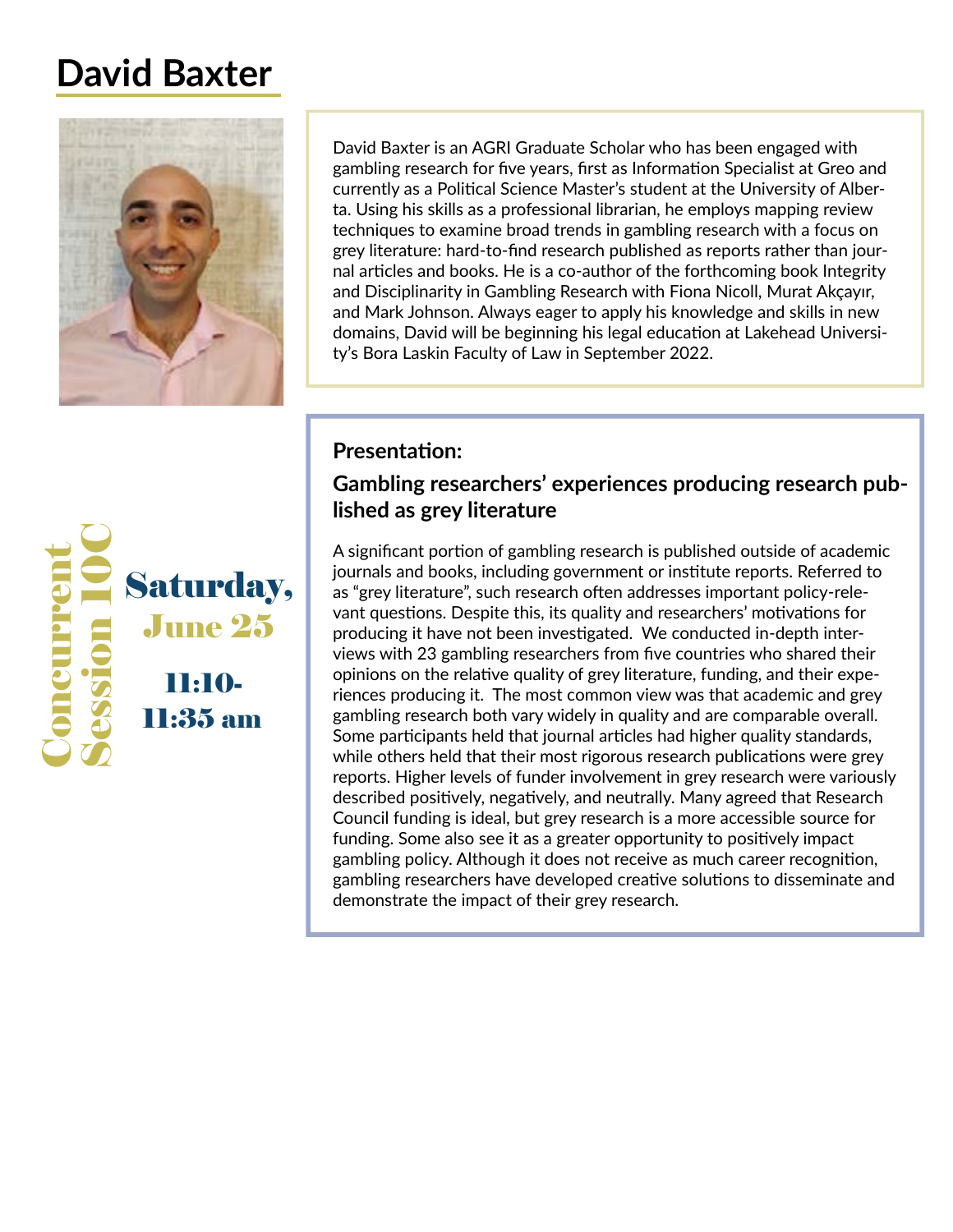# David Baxter

David Baxter is an AGRI Graduate Scholar who has been engaged with gambling research for five years, first as Information Specialist at Greo and currently as a Political Science Master's student at the University of Alberta. Using his skills as a professional librarian, he employs mapping review techniques to examine broad trends in gambling research with a focus on grey literature: hard-to-find research published as reports rather than journal articles and books. He is a co-author of the forthcoming book Integrity and Disciplinarity in Gambling Research with Fiona Nicoll, Murat Akçayır, and Mark Johnson. Always eager to apply his knowledge and skills in new domains, David will be beginning his legal education at Lakehead University's Bora Laskin Faculty of Law in September 2022.

Concurrent Session 10C

**Saturday, June 25**

**11:10-11:35 am**

## Presentation:

### Gambling researchers' experiences producing research published as grey literature

A significant portion of gambling research is published outside of academic journals and books, including government or institute reports. Referred to as "grey literature", such research often addresses important policy-relevant questions. Despite this, its quality and researchers' motivations for producing it have not been investigated. We conducted in-depth interviews with 23 gambling researchers from five countries who shared their opinions on the relative quality of grey literature, funding, and their experiences producing it. The most common view was that academic and grey gambling research both vary widely in quality and are comparable overall. Some participants held that journal articles had higher quality standards, while others held that their most rigorous research publications were grey reports. Higher levels of funder involvement in grey research were variously described positively, negatively, and neutrally. Many agreed that Research Council funding is ideal, but grey research is a more accessible source for funding. Some also see it as a greater opportunity to positively impact gambling policy. Although it does not receive as much career recognition, gambling researchers have developed creative solutions to disseminate and demonstrate the impact of their grey research.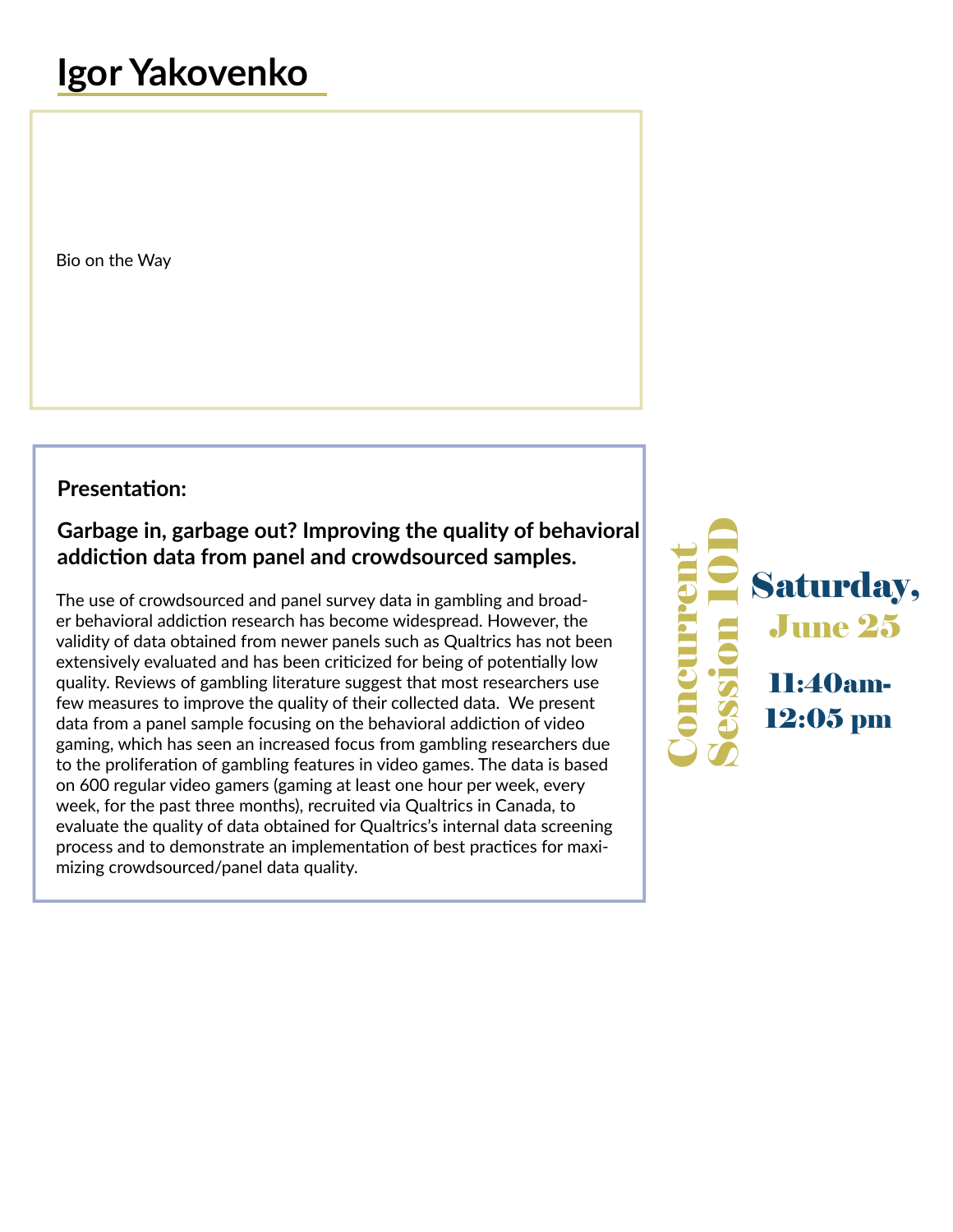# Igor Yakovenko

Bio on the Way

**Presentation:**

**Garbage in, garbage out? Improving the quality of behavioral addiction data from panel and crowdsourced samples.**

The use of crowdsourced and panel survey data in gambling and broader behavioral addiction research has become widespread. However, the validity of data obtained from newer panels such as Qualtrics has not been extensively evaluated and has been criticized for being of potentially low quality. Reviews of gambling literature suggest that most researchers use few measures to improve the quality of their collected data. We present data from a panel sample focusing on the behavioral addiction of video gaming, which has seen an increased focus from gambling researchers due to the proliferation of gambling features in video games. The data is based on 600 regular video gamers (gaming at least one hour per week, every week, for the past three months), recruited via Qualtrics in Canada, to evaluate the quality of data obtained for Qualtrics's internal data screening process and to demonstrate an implementation of best practices for maximizing crowdsourced/panel data quality.

Concurrent Session 10D

Saturday, June 25

11:40am-12:05 pm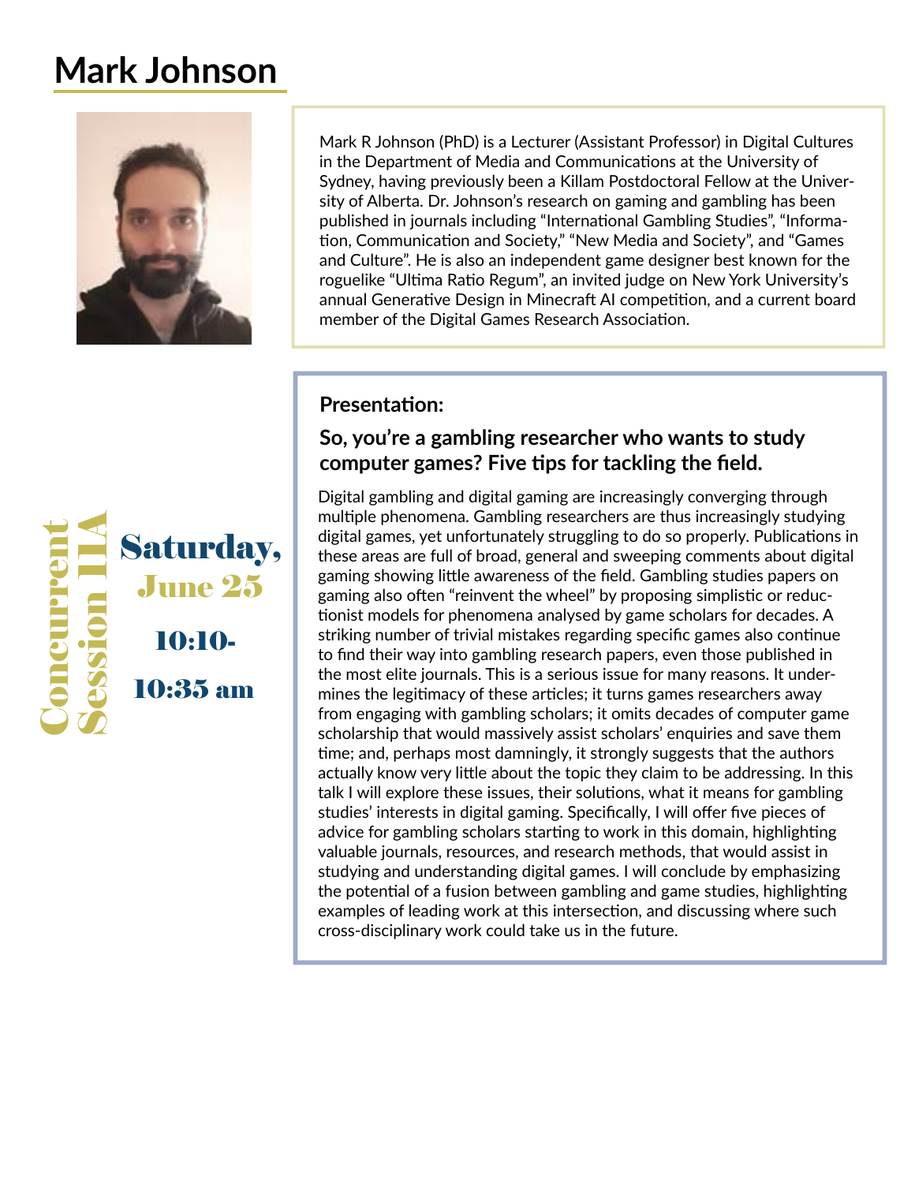# Mark Johnson

Mark R Johnson (PhD) is a Lecturer (Assistant Professor) in Digital Cultures in the Department of Media and Communications at the University of Sydney, having previously been a Killam Postdoctoral Fellow at the University of Alberta. Dr. Johnson's research on gaming and gambling has been published in journals including "International Gambling Studies", "Information, Communication and Society," "New Media and Society", and "Games and Culture". He is also an independent game designer best known for the roguelike "Ultima Ratio Regum", an invited judge on New York University's annual Generative Design in Minecraft AI competition, and a current board member of the Digital Games Research Association.

Concurrent Session 11A

**Saturday, June 25**

**10:10-10:35 am**

### Presentation:

### So, you're a gambling researcher who wants to study computer games? Five tips for tackling the field.

Digital gambling and digital gaming are increasingly converging through multiple phenomena. Gambling researchers are thus increasingly studying digital games, yet unfortunately struggling to do so properly. Publications in these areas are full of broad, general and sweeping comments about digital gaming showing little awareness of the field. Gambling studies papers on gaming also often "reinvent the wheel" by proposing simplistic or reductionist models for phenomena analysed by game scholars for decades. A striking number of trivial mistakes regarding specific games also continue to find their way into gambling research papers, even those published in the most elite journals. This is a serious issue for many reasons. It undermines the legitimacy of these articles; it turns games researchers away from engaging with gambling scholars; it omits decades of computer game scholarship that would massively assist scholars' enquiries and save them time; and, perhaps most damningly, it strongly suggests that the authors actually know very little about the topic they claim to be addressing. In this talk I will explore these issues, their solutions, what it means for gambling studies' interests in digital gaming. Specifically, I will offer five pieces of advice for gambling scholars starting to work in this domain, highlighting valuable journals, resources, and research methods, that would assist in studying and understanding digital games. I will conclude by emphasizing the potential of a fusion between gambling and game studies, highlighting examples of leading work at this intersection, and discussing where such cross-disciplinary work could take us in the future.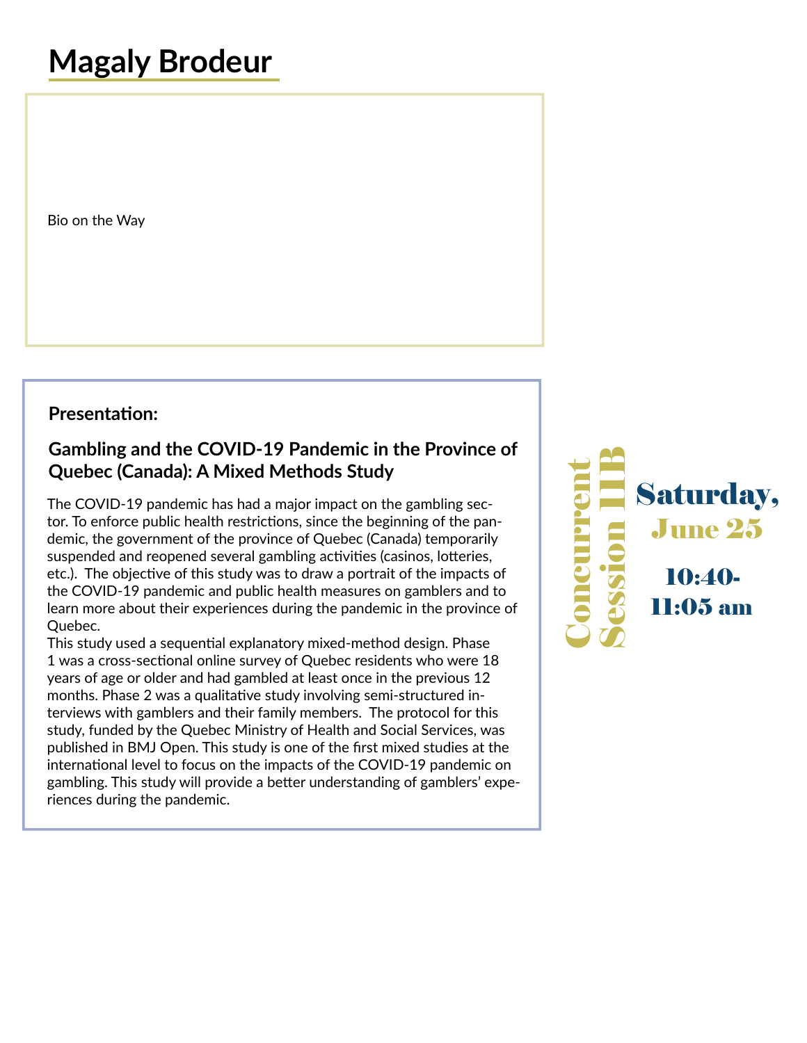# Magaly Brodeur

Bio on the Way

**Presentation:**

**Gambling and the COVID-19 Pandemic in the Province of Quebec (Canada): A Mixed Methods Study**

The COVID-19 pandemic has had a major impact on the gambling sector. To enforce public health restrictions, since the beginning of the pandemic, the government of the province of Quebec (Canada) temporarily suspended and reopened several gambling activities (casinos, lotteries, etc.). The objective of this study was to draw a portrait of the impacts of the COVID-19 pandemic and public health measures on gamblers and to learn more about their experiences during the pandemic in the province of Quebec.

This study used a sequential explanatory mixed-method design. Phase 1 was a cross-sectional online survey of Quebec residents who were 18 years of age or older and had gambled at least once in the previous 12 months. Phase 2 was a qualitative study involving semi-structured interviews with gamblers and their family members. The protocol for this study, funded by the Quebec Ministry of Health and Social Services, was published in BMJ Open. This study is one of the first mixed studies at the international level to focus on the impacts of the COVID-19 pandemic on gambling. This study will provide a better understanding of gamblers' experiences during the pandemic.

Concurrent Session IIB

Saturday, June 25

10:40-11:05 am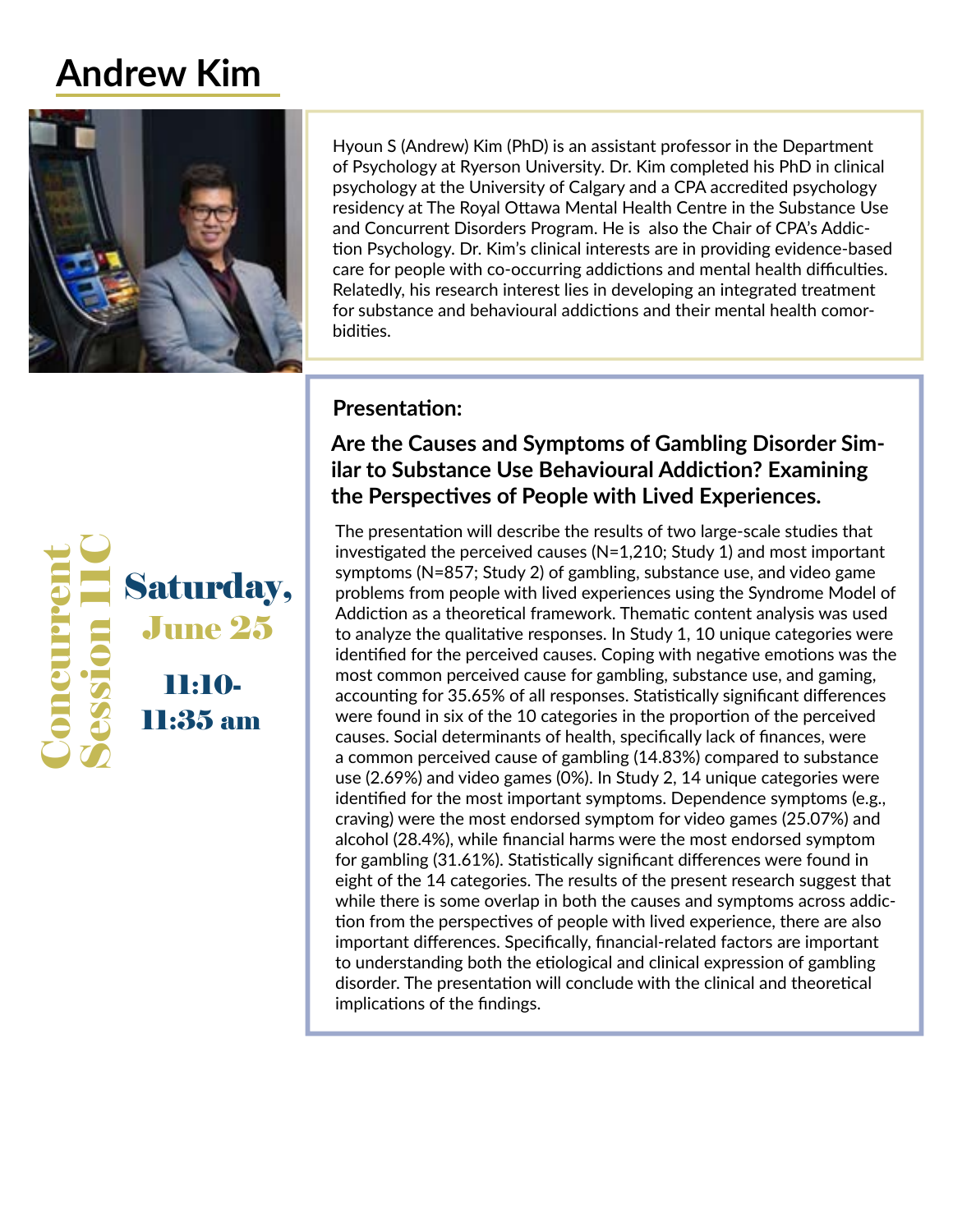# Andrew Kim

Hyoun S (Andrew) Kim (PhD) is an assistant professor in the Department of Psychology at Ryerson University. Dr. Kim completed his PhD in clinical psychology at the University of Calgary and a CPA accredited psychology residency at The Royal Ottawa Mental Health Centre in the Substance Use and Concurrent Disorders Program. He is also the Chair of CPA's Addiction Psychology. Dr. Kim's clinical interests are in providing evidence-based care for people with co-occurring addictions and mental health difficulties. Relatedly, his research interest lies in developing an integrated treatment for substance and behavioural addictions and their mental health comorbidities.

Concurrent Session IIC

**Saturday, June 25**

**11:10-11:35 am**

### Presentation:

### Are the Causes and Symptoms of Gambling Disorder Similar to Substance Use Behavioural Addiction? Examining the Perspectives of People with Lived Experiences.

The presentation will describe the results of two large-scale studies that investigated the perceived causes (N=1,210; Study 1) and most important symptoms (N=857; Study 2) of gambling, substance use, and video game problems from people with lived experiences using the Syndrome Model of Addiction as a theoretical framework. Thematic content analysis was used to analyze the qualitative responses. In Study 1, 10 unique categories were identified for the perceived causes. Coping with negative emotions was the most common perceived cause for gambling, substance use, and gaming, accounting for 35.65% of all responses. Statistically significant differences were found in six of the 10 categories in the proportion of the perceived causes. Social determinants of health, specifically lack of finances, were a common perceived cause of gambling (14.83%) compared to substance use (2.69%) and video games (0%). In Study 2, 14 unique categories were identified for the most important symptoms. Dependence symptoms (e.g., craving) were the most endorsed symptom for video games (25.07%) and alcohol (28.4%), while financial harms were the most endorsed symptom for gambling (31.61%). Statistically significant differences were found in eight of the 14 categories. The results of the present research suggest that while there is some overlap in both the causes and symptoms across addiction from the perspectives of people with lived experience, there are also important differences. Specifically, financial-related factors are important to understanding both the etiological and clinical expression of gambling disorder. The presentation will conclude with the clinical and theoretical implications of the findings.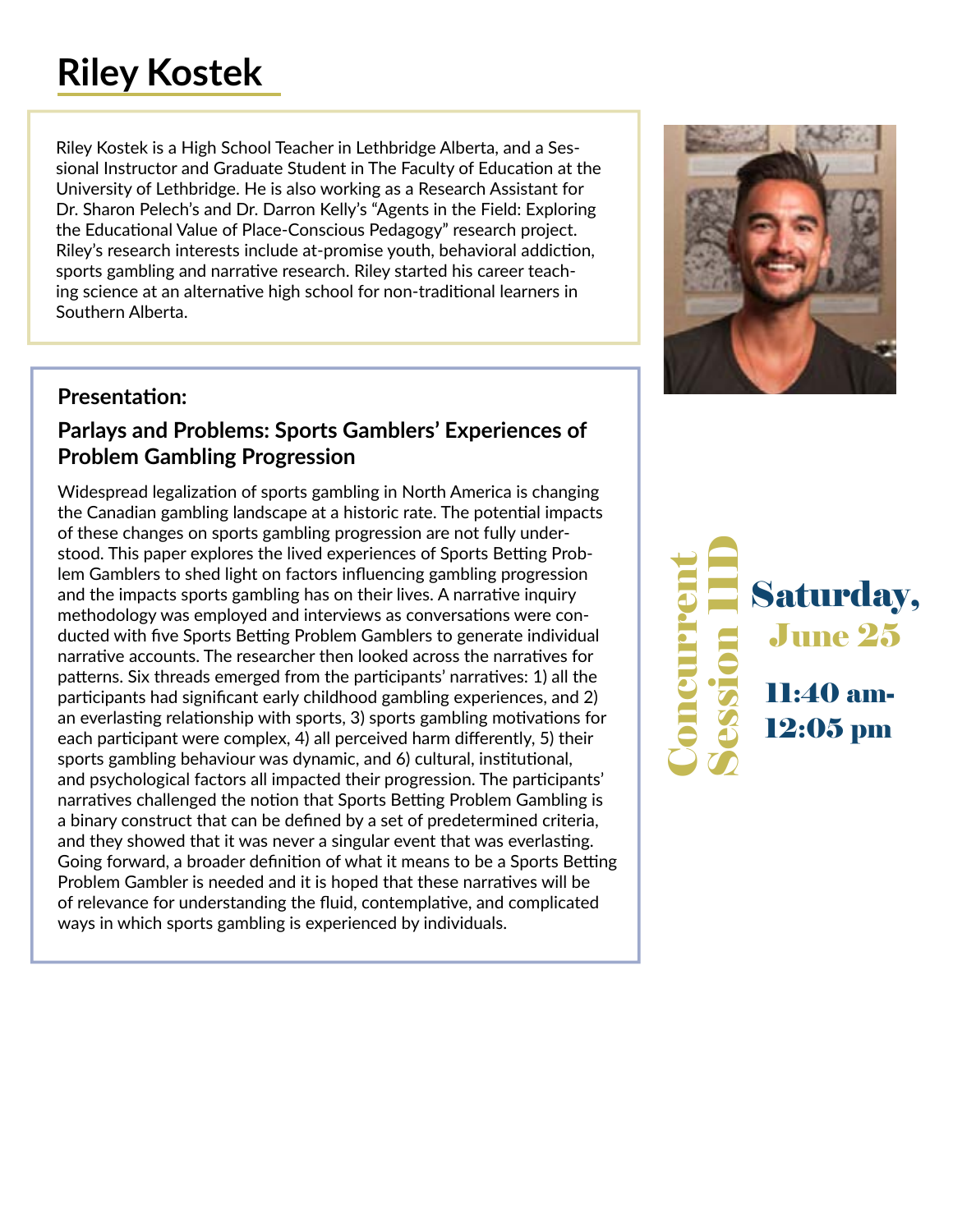# Riley Kostek

Riley Kostek is a High School Teacher in Lethbridge Alberta, and a Sessional Instructor and Graduate Student in The Faculty of Education at the University of Lethbridge. He is also working as a Research Assistant for Dr. Sharon Pelech's and Dr. Darron Kelly's "Agents in the Field: Exploring the Educational Value of Place-Conscious Pedagogy" research project. Riley's research interests include at-promise youth, behavioral addiction, sports gambling and narrative research. Riley started his career teaching science at an alternative high school for non-traditional learners in Southern Alberta.

### Presentation:

### Parlays and Problems: Sports Gamblers' Experiences of Problem Gambling Progression

Widespread legalization of sports gambling in North America is changing the Canadian gambling landscape at a historic rate. The potential impacts of these changes on sports gambling progression are not fully understood. This paper explores the lived experiences of Sports Betting Problem Gamblers to shed light on factors influencing gambling progression and the impacts sports gambling has on their lives. A narrative inquiry methodology was employed and interviews as conversations were conducted with five Sports Betting Problem Gamblers to generate individual narrative accounts. The researcher then looked across the narratives for patterns. Six threads emerged from the participants' narratives: 1) all the participants had significant early childhood gambling experiences, and 2) an everlasting relationship with sports, 3) sports gambling motivations for each participant were complex, 4) all perceived harm differently, 5) their sports gambling behaviour was dynamic, and 6) cultural, institutional, and psychological factors all impacted their progression. The participants' narratives challenged the notion that Sports Betting Problem Gambling is a binary construct that can be defined by a set of predetermined criteria, and they showed that it was never a singular event that was everlasting. Going forward, a broader definition of what it means to be a Sports Betting Problem Gambler is needed and it is hoped that these narratives will be of relevance for understanding the fluid, contemplative, and complicated ways in which sports gambling is experienced by individuals.

Concurrent Session IID

Saturday, June 25

11:40 am-12:05 pm